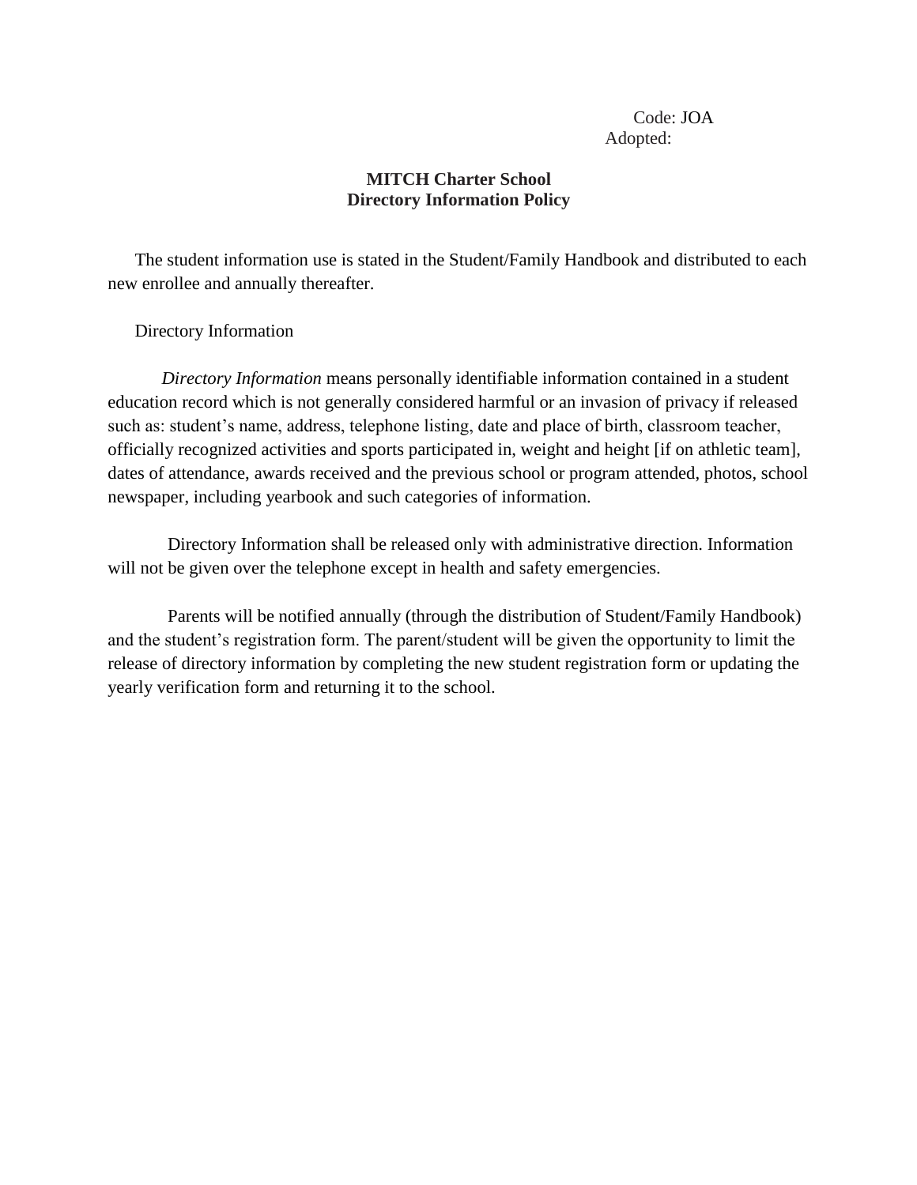Code: JOA
Adopted:

**MITCH Charter School**
**Directory Information Policy**

The student information use is stated in the Student/Family Handbook and distributed to each new enrollee and annually thereafter.

Directory Information

*Directory Information* means personally identifiable information contained in a student education record which is not generally considered harmful or an invasion of privacy if released such as: student's name, address, telephone listing, date and place of birth, classroom teacher, officially recognized activities and sports participated in, weight and height [if on athletic team], dates of attendance, awards received and the previous school or program attended, photos, school newspaper, including yearbook and such categories of information.

Directory Information shall be released only with administrative direction. Information will not be given over the telephone except in health and safety emergencies.

Parents will be notified annually (through the distribution of Student/Family Handbook) and the student's registration form. The parent/student will be given the opportunity to limit the release of directory information by completing the new student registration form or updating the yearly verification form and returning it to the school.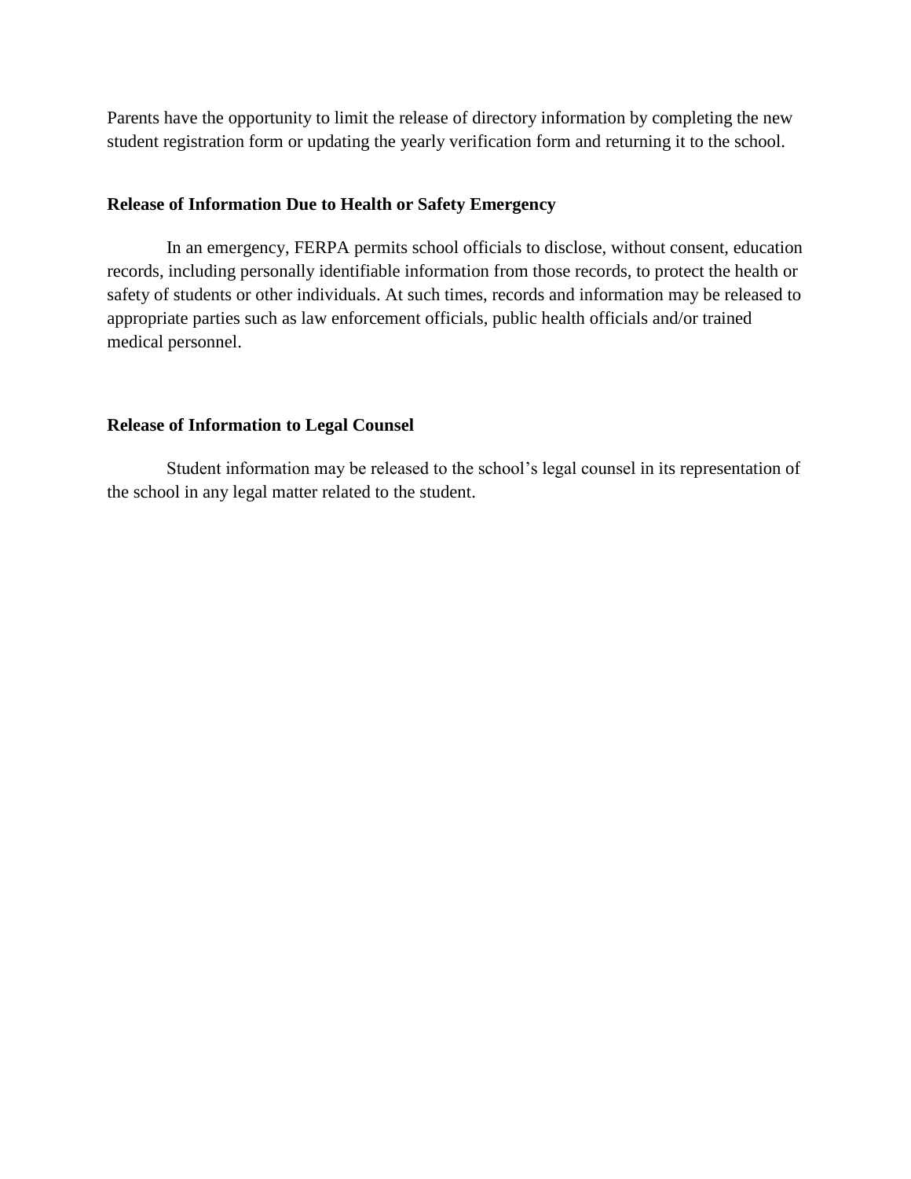Parents have the opportunity to limit the release of directory information by completing the new student registration form or updating the yearly verification form and returning it to the school.

**Release of Information Due to Health or Safety Emergency**

In an emergency, FERPA permits school officials to disclose, without consent, education records, including personally identifiable information from those records, to protect the health or safety of students or other individuals. At such times, records and information may be released to appropriate parties such as law enforcement officials, public health officials and/or trained medical personnel.

**Release of Information to Legal Counsel**

Student information may be released to the school's legal counsel in its representation of the school in any legal matter related to the student.